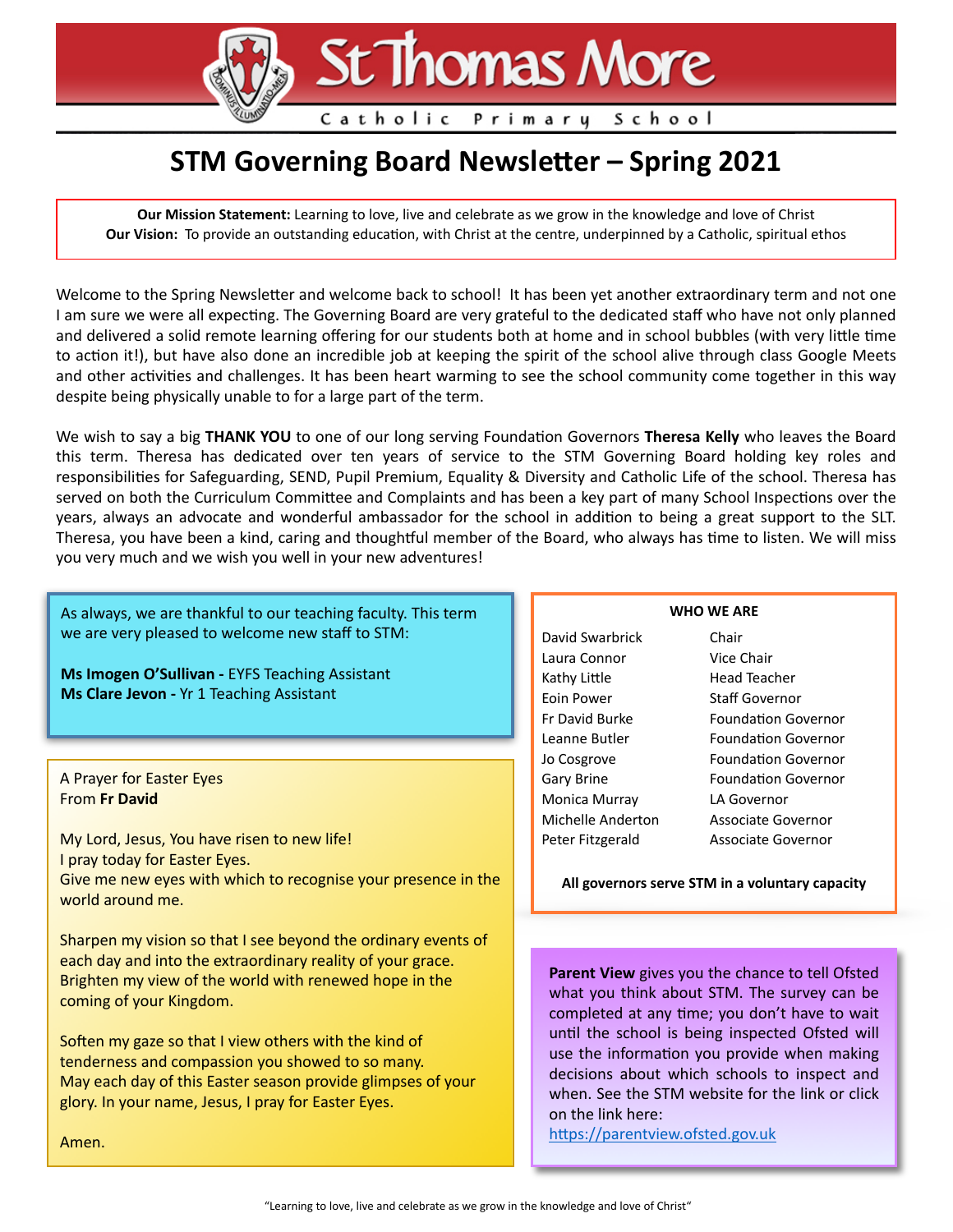# St Thomas More

Catholic Primary School

## STM Governing Board Newsletter – Spring 2021

**Our Mission Statement:** Learning to love, live and celebrate as we grow in the knowledge and love of Christ
**Our Vision:** To provide an outstanding education, with Christ at the centre, underpinned by a Catholic, spiritual ethos

Welcome to the Spring Newsletter and welcome back to school! It has been yet another extraordinary term and not one I am sure we were all expecting. The Governing Board are very grateful to the dedicated staff who have not only planned and delivered a solid remote learning offering for our students both at home and in school bubbles (with very little time to action it!), but have also done an incredible job at keeping the spirit of the school alive through class Google Meets and other activities and challenges. It has been heart warming to see the school community come together in this way despite being physically unable to for a large part of the term.

We wish to say a big **THANK YOU** to one of our long serving Foundation Governors **Theresa Kelly** who leaves the Board this term. Theresa has dedicated over ten years of service to the STM Governing Board holding key roles and responsibilities for Safeguarding, SEND, Pupil Premium, Equality & Diversity and Catholic Life of the school. Theresa has served on both the Curriculum Committee and Complaints and has been a key part of many School Inspections over the years, always an advocate and wonderful ambassador for the school in addition to being a great support to the SLT. Theresa, you have been a kind, caring and thoughtful member of the Board, who always has time to listen. We will miss you very much and we wish you well in your new adventures!

As always, we are thankful to our teaching faculty. This term we are very pleased to welcome new staff to STM:

**Ms Imogen O'Sullivan -** EYFS Teaching Assistant
**Ms Clare Jevon -** Yr 1 Teaching Assistant

A Prayer for Easter Eyes
From **Fr David**

My Lord, Jesus, You have risen to new life!
I pray today for Easter Eyes.
Give me new eyes with which to recognise your presence in the world around me.

Sharpen my vision so that I see beyond the ordinary events of each day and into the extraordinary reality of your grace.
Brighten my view of the world with renewed hope in the coming of your Kingdom.

Soften my gaze so that I view others with the kind of tenderness and compassion you showed to so many.
May each day of this Easter season provide glimpses of your glory. In your name, Jesus, I pray for Easter Eyes.

Amen.

**WHO WE ARE**

| Name | Role |
|---|---|
| David Swarbrick | Chair |
| Laura Connor | Vice Chair |
| Kathy Little | Head Teacher |
| Eoin Power | Staff Governor |
| Fr David Burke | Foundation Governor |
| Leanne Butler | Foundation Governor |
| Jo Cosgrove | Foundation Governor |
| Gary Brine | Foundation Governor |
| Monica Murray | LA Governor |
| Michelle Anderton | Associate Governor |
| Peter Fitzgerald | Associate Governor |

**All governors serve STM in a voluntary capacity**

**Parent View** gives you the chance to tell Ofsted what you think about STM. The survey can be completed at any time; you don't have to wait until the school is being inspected Ofsted will use the information you provide when making decisions about which schools to inspect and when. See the STM website for the link or click on the link here:
https://parentview.ofsted.gov.uk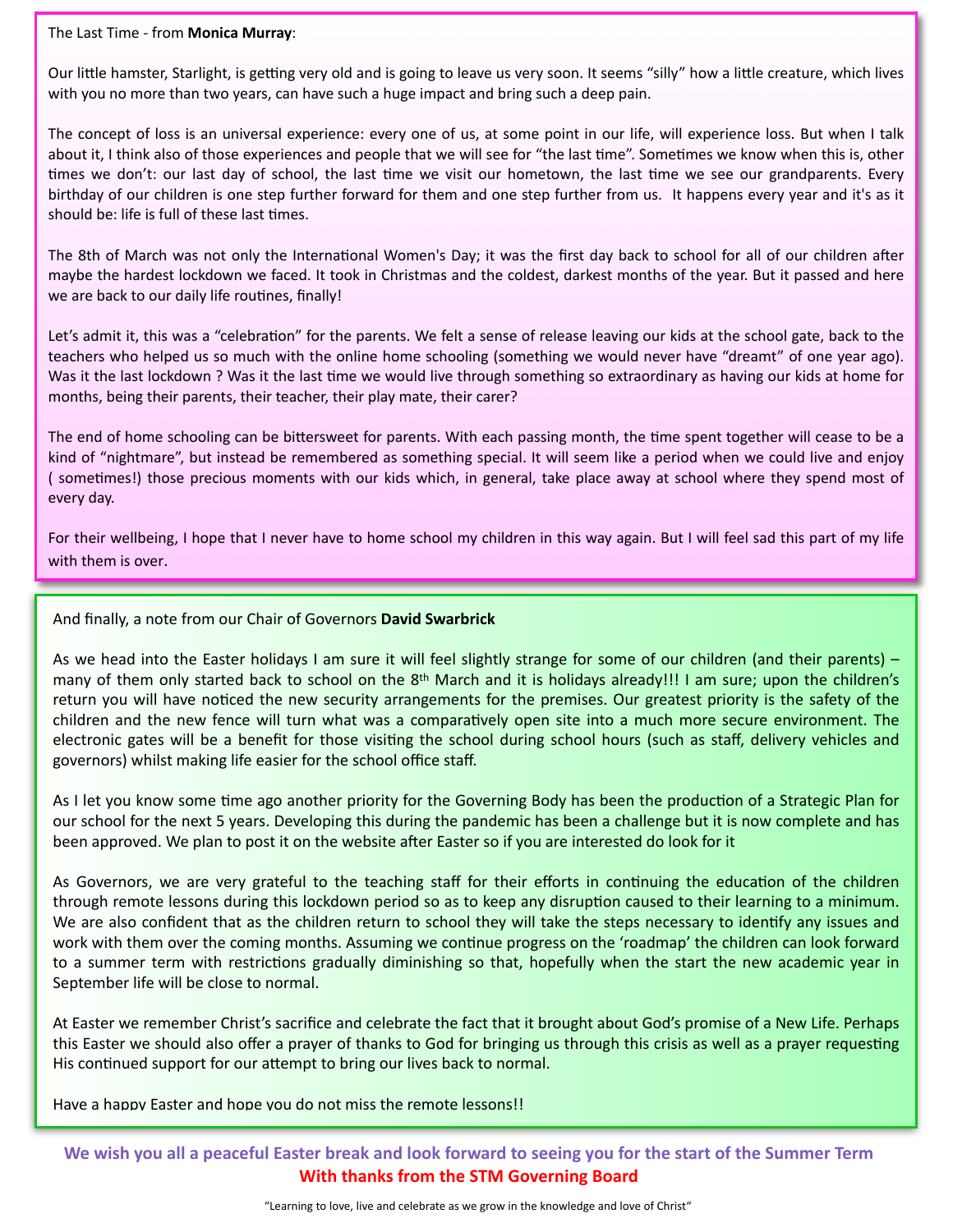The Last Time - from **Monica Murray**:

Our little hamster, Starlight, is getting very old and is going to leave us very soon. It seems "silly" how a little creature, which lives with you no more than two years, can have such a huge impact and bring such a deep pain.

The concept of loss is an universal experience: every one of us, at some point in our life, will experience loss. But when I talk about it, I think also of those experiences and people that we will see for "the last time". Sometimes we know when this is, other times we don't: our last day of school, the last time we visit our hometown, the last time we see our grandparents. Every birthday of our children is one step further forward for them and one step further from us. It happens every year and it's as it should be: life is full of these last times.

The 8th of March was not only the International Women's Day; it was the first day back to school for all of our children after maybe the hardest lockdown we faced. It took in Christmas and the coldest, darkest months of the year. But it passed and here we are back to our daily life routines, finally!

Let's admit it, this was a "celebration" for the parents. We felt a sense of release leaving our kids at the school gate, back to the teachers who helped us so much with the online home schooling (something we would never have "dreamt" of one year ago). Was it the last lockdown ? Was it the last time we would live through something so extraordinary as having our kids at home for months, being their parents, their teacher, their play mate, their carer?

The end of home schooling can be bittersweet for parents. With each passing month, the time spent together will cease to be a kind of "nightmare", but instead be remembered as something special. It will seem like a period when we could live and enjoy ( sometimes!) those precious moments with our kids which, in general, take place away at school where they spend most of every day.

For their wellbeing, I hope that I never have to home school my children in this way again. But I will feel sad this part of my life with them is over.

And finally, a note from our Chair of Governors **David Swarbrick**

As we head into the Easter holidays I am sure it will feel slightly strange for some of our children (and their parents) – many of them only started back to school on the 8th March and it is holidays already!!! I am sure; upon the children's return you will have noticed the new security arrangements for the premises. Our greatest priority is the safety of the children and the new fence will turn what was a comparatively open site into a much more secure environment. The electronic gates will be a benefit for those visiting the school during school hours (such as staff, delivery vehicles and governors) whilst making life easier for the school office staff.

As I let you know some time ago another priority for the Governing Body has been the production of a Strategic Plan for our school for the next 5 years. Developing this during the pandemic has been a challenge but it is now complete and has been approved. We plan to post it on the website after Easter so if you are interested do look for it

As Governors, we are very grateful to the teaching staff for their efforts in continuing the education of the children through remote lessons during this lockdown period so as to keep any disruption caused to their learning to a minimum. We are also confident that as the children return to school they will take the steps necessary to identify any issues and work with them over the coming months. Assuming we continue progress on the 'roadmap' the children can look forward to a summer term with restrictions gradually diminishing so that, hopefully when the start the new academic year in September life will be close to normal.

At Easter we remember Christ's sacrifice and celebrate the fact that it brought about God's promise of a New Life. Perhaps this Easter we should also offer a prayer of thanks to God for bringing us through this crisis as well as a prayer requesting His continued support for our attempt to bring our lives back to normal.

Have a happy Easter and hope you do not miss the remote lessons!!

**We wish you all a peaceful Easter break and look forward to seeing you for the start of the Summer Term**

**With thanks from the STM Governing Board**

"Learning to love, live and celebrate as we grow in the knowledge and love of Christ"